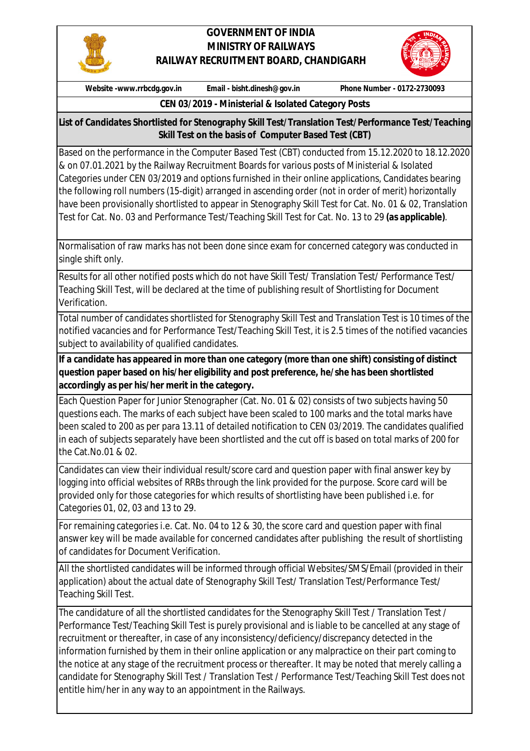# GOVERNMENT OF INDIA
# MINISTRY OF RAILWAYS
# RAILWAY RECRUITMENT BOARD, CHANDIGARH

**Website -www.rrbcdg.gov.in** **Email - bisht.dinesh@gov.in** **Phone Number - 0172-2730093**

## CEN 03/2019 - Ministerial & Isolated Category Posts

## List of Candidates Shortlisted for Stenography Skill Test/Translation Test/Performance Test/Teaching Skill Test on the basis of Computer Based Test (CBT)

Based on the performance in the Computer Based Test (CBT) conducted from 15.12.2020 to 18.12.2020 & on 07.01.2021 by the Railway Recruitment Boards for various posts of Ministerial & Isolated Categories under CEN 03/2019 and options furnished in their online applications, Candidates bearing the following roll numbers (15-digit) arranged in ascending order (not in order of merit) horizontally have been provisionally shortlisted to appear in Stenography Skill Test for Cat. No. 01 & 02, Translation Test for Cat. No. 03 and Performance Test/Teaching Skill Test for Cat. No. 13 to 29 **(as applicable)**.

Normalisation of raw marks has not been done since exam for concerned category was conducted in single shift only.

Results for all other notified posts which do not have Skill Test/ Translation Test/ Performance Test/ Teaching Skill Test, will be declared at the time of publishing result of Shortlisting for Document Verification.

Total number of candidates shortlisted for Stenography Skill Test and Translation Test is 10 times of the notified vacancies and for Performance Test/Teaching Skill Test, it is 2.5 times of the notified vacancies subject to availability of qualified candidates.

**If a candidate has appeared in more than one category (more than one shift) consisting of distinct question paper based on his/her eligibility and post preference, he/she has been shortlisted accordingly as per his/her merit in the category.**

Each Question Paper for Junior Stenographer (Cat. No. 01 & 02) consists of two subjects having 50 questions each. The marks of each subject have been scaled to 100 marks and the total marks have been scaled to 200 as per para 13.11 of detailed notification to CEN 03/2019. The candidates qualified in each of subjects separately have been shortlisted and the cut off is based on total marks of 200 for the Cat.No.01 & 02.

Candidates can view their individual result/score card and question paper with final answer key by logging into official websites of RRBs through the link provided for the purpose. Score card will be provided only for those categories for which results of shortlisting have been published i.e. for Categories 01, 02, 03 and 13 to 29.

For remaining categories i.e. Cat. No. 04 to 12 & 30, the score card and question paper with final answer key will be made available for concerned candidates after publishing the result of shortlisting of candidates for Document Verification.

All the shortlisted candidates will be informed through official Websites/SMS/Email (provided in their application) about the actual date of Stenography Skill Test/ Translation Test/Performance Test/ Teaching Skill Test.

The candidature of all the shortlisted candidates for the Stenography Skill Test / Translation Test / Performance Test/Teaching Skill Test is purely provisional and is liable to be cancelled at any stage of recruitment or thereafter, in case of any inconsistency/deficiency/discrepancy detected in the information furnished by them in their online application or any malpractice on their part coming to the notice at any stage of the recruitment process or thereafter. It may be noted that merely calling a candidate for Stenography Skill Test / Translation Test / Performance Test/Teaching Skill Test does not entitle him/her in any way to an appointment in the Railways.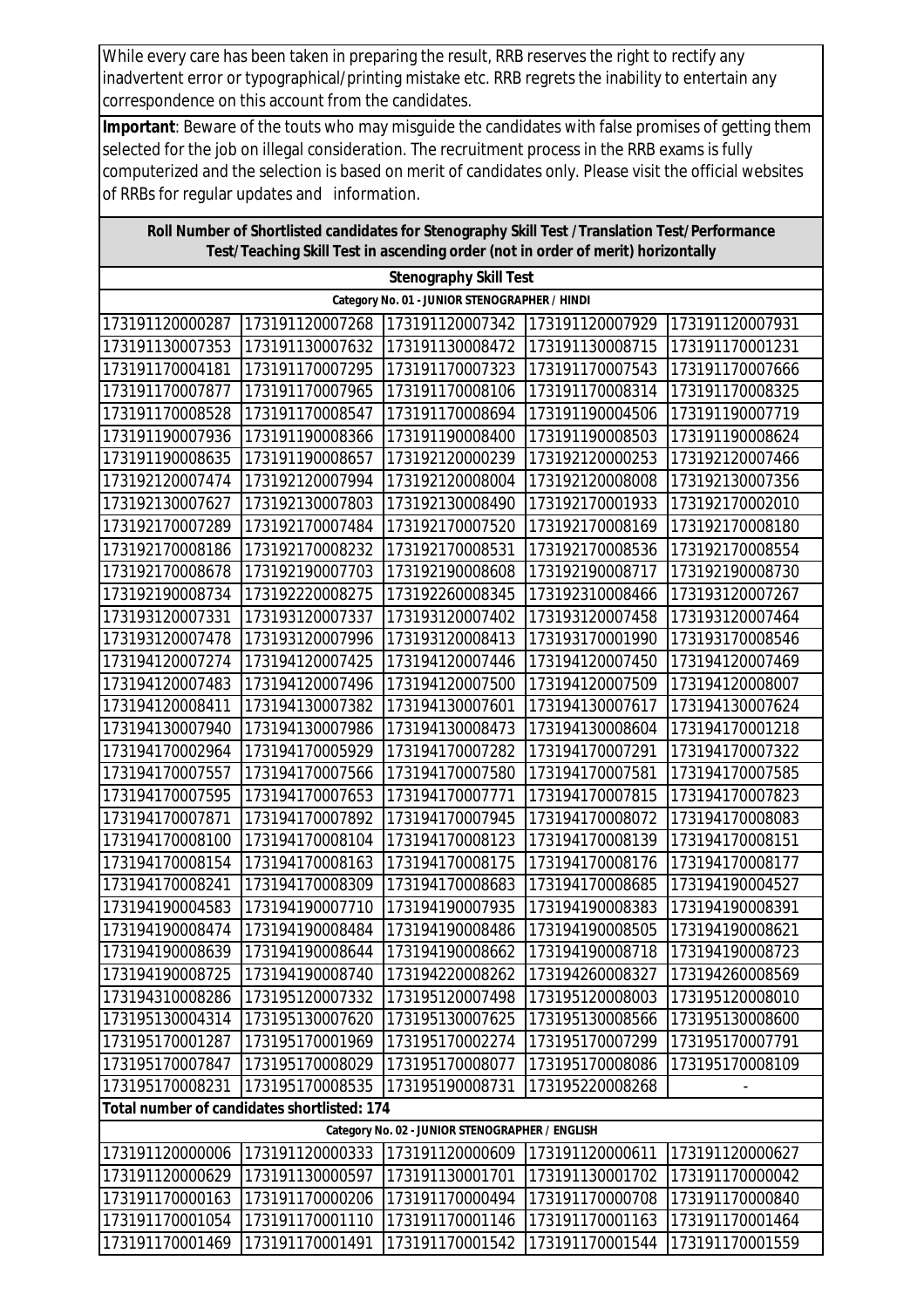While every care has been taken in preparing the result, RRB reserves the right to rectify any inadvertent error or typographical/printing mistake etc. RRB regrets the inability to entertain any correspondence on this account from the candidates.

**Important**: Beware of the touts who may misguide the candidates with false promises of getting them selected for the job on illegal consideration. The recruitment process in the RRB exams is fully computerized and the selection is based on merit of candidates only. Please visit the official websites of RRBs for regular updates and information.

**Roll Number of Shortlisted candidates for Stenography Skill Test /Translation Test/Performance Test/Teaching Skill Test in ascending order (not in order of merit) horizontally**

**Stenography Skill Test**

**Category No. 01 - JUNIOR STENOGRAPHER / HINDI**

| | | | | |
|---|---|---|---|---|
| 173191120000287 | 173191120007268 | 173191120007342 | 173191120007929 | 173191120007931 |
| 173191130007353 | 173191130007632 | 173191130008472 | 173191130008715 | 173191170001231 |
| 173191170004181 | 173191170007295 | 173191170007323 | 173191170007543 | 173191170007666 |
| 173191170007877 | 173191170007965 | 173191170008106 | 173191170008314 | 173191170008325 |
| 173191170008528 | 173191170008547 | 173191170008694 | 173191190004506 | 173191190007719 |
| 173191190007936 | 173191190008366 | 173191190008400 | 173191190008503 | 173191190008624 |
| 173191190008635 | 173191190008657 | 173192120000239 | 173192120000253 | 173192120007466 |
| 173192120007474 | 173192120007994 | 173192120008004 | 173192120008008 | 173192130007356 |
| 173192130007627 | 173192130007803 | 173192130008490 | 173192170001933 | 173192170002010 |
| 173192170007289 | 173192170007484 | 173192170007520 | 173192170008169 | 173192170008180 |
| 173192170008186 | 173192170008232 | 173192170008531 | 173192170008536 | 173192170008554 |
| 173192170008678 | 173192190007703 | 173192190008608 | 173192190008717 | 173192190008730 |
| 173192190008734 | 173192220008275 | 173192260008345 | 173192310008466 | 173193120007267 |
| 173193120007331 | 173193120007337 | 173193120007402 | 173193120007458 | 173193120007464 |
| 173193120007478 | 173193120007996 | 173193120008413 | 173193170001990 | 173193170008546 |
| 173194120007274 | 173194120007425 | 173194120007446 | 173194120007450 | 173194120007469 |
| 173194120007483 | 173194120007496 | 173194120007500 | 173194120007509 | 173194120008007 |
| 173194120008411 | 173194130007382 | 173194130007601 | 173194130007617 | 173194130007624 |
| 173194130007940 | 173194130007986 | 173194130008473 | 173194130008604 | 173194170001218 |
| 173194170002964 | 173194170005929 | 173194170007282 | 173194170007291 | 173194170007322 |
| 173194170007557 | 173194170007566 | 173194170007580 | 173194170007581 | 173194170007585 |
| 173194170007595 | 173194170007653 | 173194170007771 | 173194170007815 | 173194170007823 |
| 173194170007871 | 173194170007892 | 173194170007945 | 173194170008072 | 173194170008083 |
| 173194170008100 | 173194170008104 | 173194170008123 | 173194170008139 | 173194170008151 |
| 173194170008154 | 173194170008163 | 173194170008175 | 173194170008176 | 173194170008177 |
| 173194170008241 | 173194170008309 | 173194170008683 | 173194170008685 | 173194190004527 |
| 173194190004583 | 173194190007710 | 173194190007935 | 173194190008383 | 173194190008391 |
| 173194190008474 | 173194190008484 | 173194190008486 | 173194190008505 | 173194190008621 |
| 173194190008639 | 173194190008644 | 173194190008662 | 173194190008718 | 173194190008723 |
| 173194190008725 | 173194190008740 | 173194220008262 | 173194260008327 | 173194260008569 |
| 173194310008286 | 173195120007332 | 173195120007498 | 173195120008003 | 173195120008010 |
| 173195130004314 | 173195130007620 | 173195130007625 | 173195130008566 | 173195130008600 |
| 173195170001287 | 173195170001969 | 173195170002274 | 173195170007299 | 173195170007791 |
| 173195170007847 | 173195170008029 | 173195170008077 | 173195170008086 | 173195170008109 |
| 173195170008231 | 173195170008535 | 173195190008731 | 173195220008268 | - |

**Total number of candidates shortlisted: 174**

**Category No. 02 - JUNIOR STENOGRAPHER / ENGLISH**

| | | | | |
|---|---|---|---|---|
| 173191120000006 | 173191120000333 | 173191120000609 | 173191120000611 | 173191120000627 |
| 173191120000629 | 173191130000597 | 173191130001701 | 173191130001702 | 173191170000042 |
| 173191170000163 | 173191170000206 | 173191170000494 | 173191170000708 | 173191170000840 |
| 173191170001054 | 173191170001110 | 173191170001146 | 173191170001163 | 173191170001464 |
| 173191170001469 | 173191170001491 | 173191170001542 | 173191170001544 | 173191170001559 |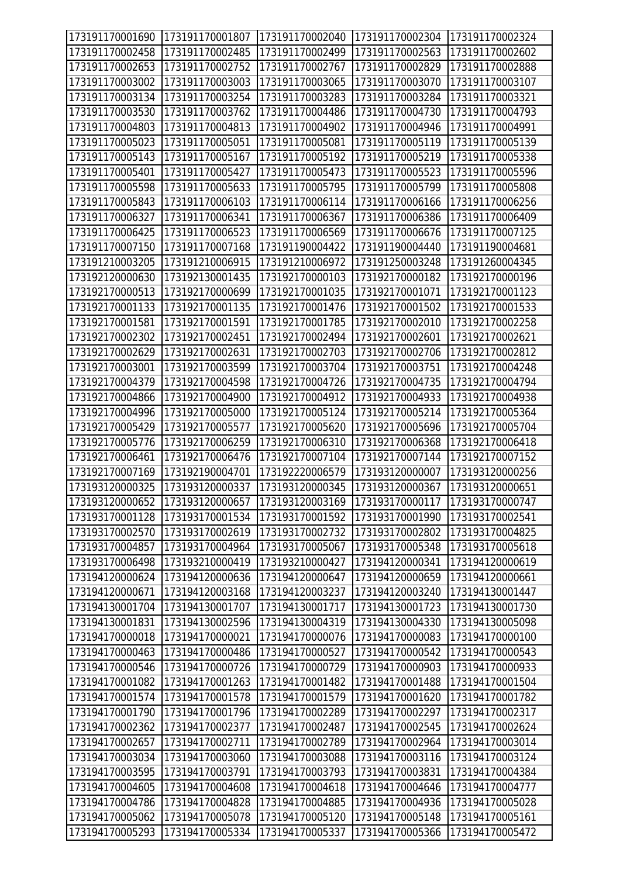| | | | | |
|---|---|---|---|---|
| 173191170001690 | 173191170001807 | 173191170002040 | 173191170002304 | 173191170002324 |
| 173191170002458 | 173191170002485 | 173191170002499 | 173191170002563 | 173191170002602 |
| 173191170002653 | 173191170002752 | 173191170002767 | 173191170002829 | 173191170002888 |
| 173191170003002 | 173191170003003 | 173191170003065 | 173191170003070 | 173191170003107 |
| 173191170003134 | 173191170003254 | 173191170003283 | 173191170003284 | 173191170003321 |
| 173191170003530 | 173191170003762 | 173191170004486 | 173191170004730 | 173191170004793 |
| 173191170004803 | 173191170004813 | 173191170004902 | 173191170004946 | 173191170004991 |
| 173191170005023 | 173191170005051 | 173191170005081 | 173191170005119 | 173191170005139 |
| 173191170005143 | 173191170005167 | 173191170005192 | 173191170005219 | 173191170005338 |
| 173191170005401 | 173191170005427 | 173191170005473 | 173191170005523 | 173191170005596 |
| 173191170005598 | 173191170005633 | 173191170005795 | 173191170005799 | 173191170005808 |
| 173191170005843 | 173191170006103 | 173191170006114 | 173191170006166 | 173191170006256 |
| 173191170006327 | 173191170006341 | 173191170006367 | 173191170006386 | 173191170006409 |
| 173191170006425 | 173191170006523 | 173191170006569 | 173191170006676 | 173191170007125 |
| 173191170007150 | 173191170007168 | 173191190004422 | 173191190004440 | 173191190004681 |
| 173191210003205 | 173191210006915 | 173191210006972 | 173191250003248 | 173191260004345 |
| 173192120000630 | 173192130001435 | 173192170000103 | 173192170000182 | 173192170000196 |
| 173192170000513 | 173192170000699 | 173192170001035 | 173192170001071 | 173192170001123 |
| 173192170001133 | 173192170001135 | 173192170001476 | 173192170001502 | 173192170001533 |
| 173192170001581 | 173192170001591 | 173192170001785 | 173192170002010 | 173192170002258 |
| 173192170002302 | 173192170002451 | 173192170002494 | 173192170002601 | 173192170002621 |
| 173192170002629 | 173192170002631 | 173192170002703 | 173192170002706 | 173192170002812 |
| 173192170003001 | 173192170003599 | 173192170003704 | 173192170003751 | 173192170004248 |
| 173192170004379 | 173192170004598 | 173192170004726 | 173192170004735 | 173192170004794 |
| 173192170004866 | 173192170004900 | 173192170004912 | 173192170004933 | 173192170004938 |
| 173192170004996 | 173192170005000 | 173192170005124 | 173192170005214 | 173192170005364 |
| 173192170005429 | 173192170005577 | 173192170005620 | 173192170005696 | 173192170005704 |
| 173192170005776 | 173192170006259 | 173192170006310 | 173192170006368 | 173192170006418 |
| 173192170006461 | 173192170006476 | 173192170007104 | 173192170007144 | 173192170007152 |
| 173192170007169 | 173192190004701 | 173192220006579 | 173193120000007 | 173193120000256 |
| 173193120000325 | 173193120000337 | 173193120000345 | 173193120000367 | 173193120000651 |
| 173193120000652 | 173193120000657 | 173193120003169 | 173193170000117 | 173193170000747 |
| 173193170001128 | 173193170001534 | 173193170001592 | 173193170001990 | 173193170002541 |
| 173193170002570 | 173193170002619 | 173193170002732 | 173193170002802 | 173193170004825 |
| 173193170004857 | 173193170004964 | 173193170005067 | 173193170005348 | 173193170005618 |
| 173193170006498 | 173193210000419 | 173193210000427 | 173194120000341 | 173194120000619 |
| 173194120000624 | 173194120000636 | 173194120000647 | 173194120000659 | 173194120000661 |
| 173194120000671 | 173194120003168 | 173194120003237 | 173194120003240 | 173194130001447 |
| 173194130001704 | 173194130001707 | 173194130001717 | 173194130001723 | 173194130001730 |
| 173194130001831 | 173194130002596 | 173194130004319 | 173194130004330 | 173194130005098 |
| 173194170000018 | 173194170000021 | 173194170000076 | 173194170000083 | 173194170000100 |
| 173194170000463 | 173194170000486 | 173194170000527 | 173194170000542 | 173194170000543 |
| 173194170000546 | 173194170000726 | 173194170000729 | 173194170000903 | 173194170000933 |
| 173194170001082 | 173194170001263 | 173194170001482 | 173194170001488 | 173194170001504 |
| 173194170001574 | 173194170001578 | 173194170001579 | 173194170001620 | 173194170001782 |
| 173194170001790 | 173194170001796 | 173194170002289 | 173194170002297 | 173194170002317 |
| 173194170002362 | 173194170002377 | 173194170002487 | 173194170002545 | 173194170002624 |
| 173194170002657 | 173194170002711 | 173194170002789 | 173194170002964 | 173194170003014 |
| 173194170003034 | 173194170003060 | 173194170003088 | 173194170003116 | 173194170003124 |
| 173194170003595 | 173194170003791 | 173194170003793 | 173194170003831 | 173194170004384 |
| 173194170004605 | 173194170004608 | 173194170004618 | 173194170004646 | 173194170004777 |
| 173194170004786 | 173194170004828 | 173194170004885 | 173194170004936 | 173194170005028 |
| 173194170005062 | 173194170005078 | 173194170005120 | 173194170005148 | 173194170005161 |
| 173194170005293 | 173194170005334 | 173194170005337 | 173194170005366 | 173194170005472 |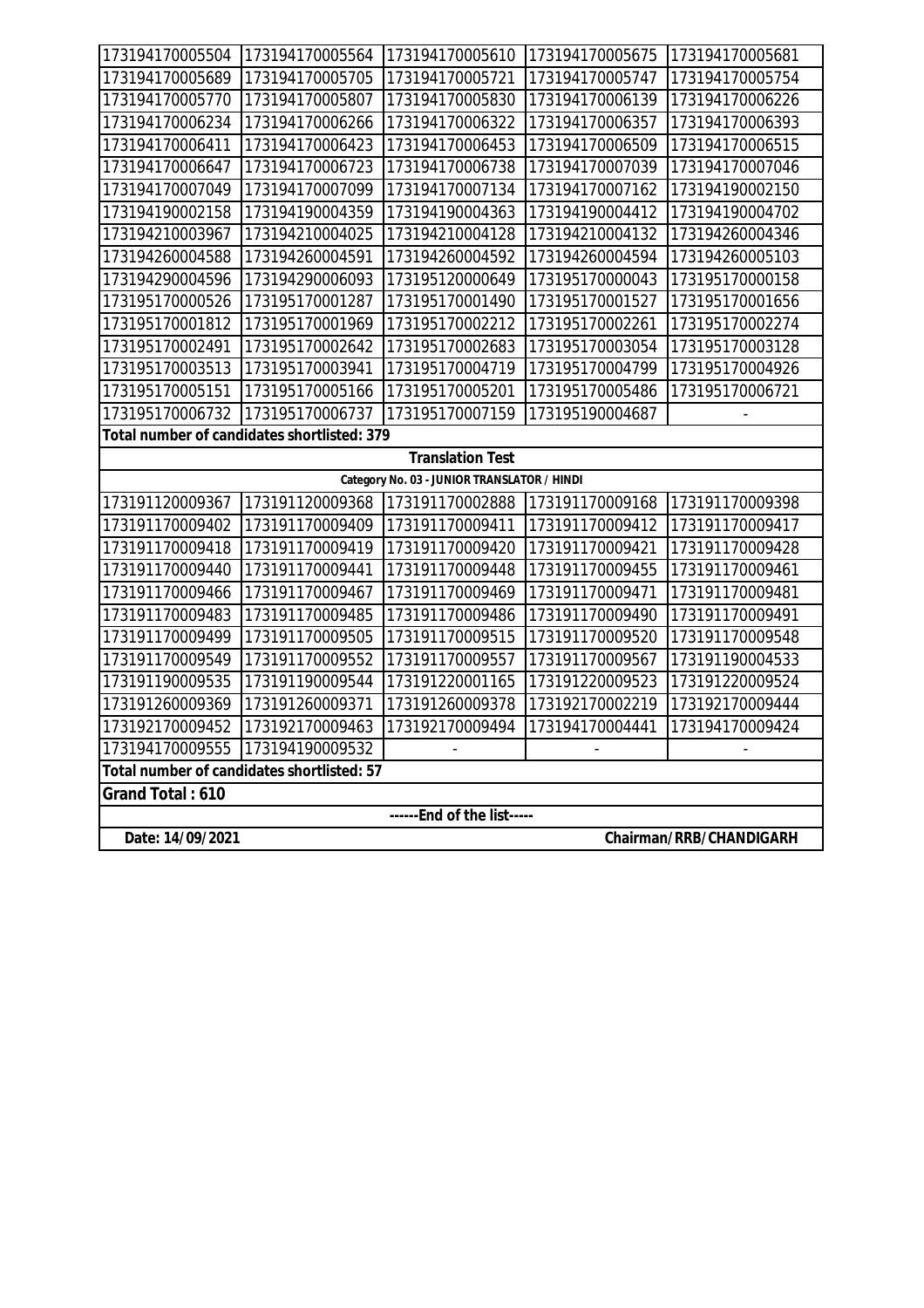| | | | | |
|---|---|---|---|---|
| 173194170005504 | 173194170005564 | 173194170005610 | 173194170005675 | 173194170005681 |
| 173194170005689 | 173194170005705 | 173194170005721 | 173194170005747 | 173194170005754 |
| 173194170005770 | 173194170005807 | 173194170005830 | 173194170006139 | 173194170006226 |
| 173194170006234 | 173194170006266 | 173194170006322 | 173194170006357 | 173194170006393 |
| 173194170006411 | 173194170006423 | 173194170006453 | 173194170006509 | 173194170006515 |
| 173194170006647 | 173194170006723 | 173194170006738 | 173194170007039 | 173194170007046 |
| 173194170007049 | 173194170007099 | 173194170007134 | 173194170007162 | 173194190002150 |
| 173194190002158 | 173194190004359 | 173194190004363 | 173194190004412 | 173194190004702 |
| 173194210003967 | 173194210004025 | 173194210004128 | 173194210004132 | 173194260004346 |
| 173194260004588 | 173194260004591 | 173194260004592 | 173194260004594 | 173194260005103 |
| 173194290004596 | 173194290006093 | 173195120000649 | 173195170000043 | 173195170000158 |
| 173195170000526 | 173195170001287 | 173195170001490 | 173195170001527 | 173195170001656 |
| 173195170001812 | 173195170001969 | 173195170002212 | 173195170002261 | 173195170002274 |
| 173195170002491 | 173195170002642 | 173195170002683 | 173195170003054 | 173195170003128 |
| 173195170003513 | 173195170003941 | 173195170004719 | 173195170004799 | 173195170004926 |
| 173195170005151 | 173195170005166 | 173195170005201 | 173195170005486 | 173195170006721 |
| 173195170006732 | 173195170006737 | 173195170007159 | 173195190004687 | - |

**Total number of candidates shortlisted: 379**

**Translation Test**

**Category No. 03 - JUNIOR TRANSLATOR / HINDI**

| | | | | |
|---|---|---|---|---|
| 173191120009367 | 173191120009368 | 173191170002888 | 173191170009168 | 173191170009398 |
| 173191170009402 | 173191170009409 | 173191170009411 | 173191170009412 | 173191170009417 |
| 173191170009418 | 173191170009419 | 173191170009420 | 173191170009421 | 173191170009428 |
| 173191170009440 | 173191170009441 | 173191170009448 | 173191170009455 | 173191170009461 |
| 173191170009466 | 173191170009467 | 173191170009469 | 173191170009471 | 173191170009481 |
| 173191170009483 | 173191170009485 | 173191170009486 | 173191170009490 | 173191170009491 |
| 173191170009499 | 173191170009505 | 173191170009515 | 173191170009520 | 173191170009548 |
| 173191170009549 | 173191170009552 | 173191170009557 | 173191170009567 | 173191190004533 |
| 173191190009535 | 173191190009544 | 173191220001165 | 173191220009523 | 173191220009524 |
| 173191260009369 | 173191260009371 | 173191260009378 | 173192170002219 | 173192170009444 |
| 173192170009452 | 173192170009463 | 173192170009494 | 173194170004441 | 173194170009424 |
| 173194170009555 | 173194190009532 | - | - | - |

**Total number of candidates shortlisted: 57**

**Grand Total : 610**

------End of the list-----

**Date: 14/09/2021** **Chairman/RRB/CHANDIGARH**